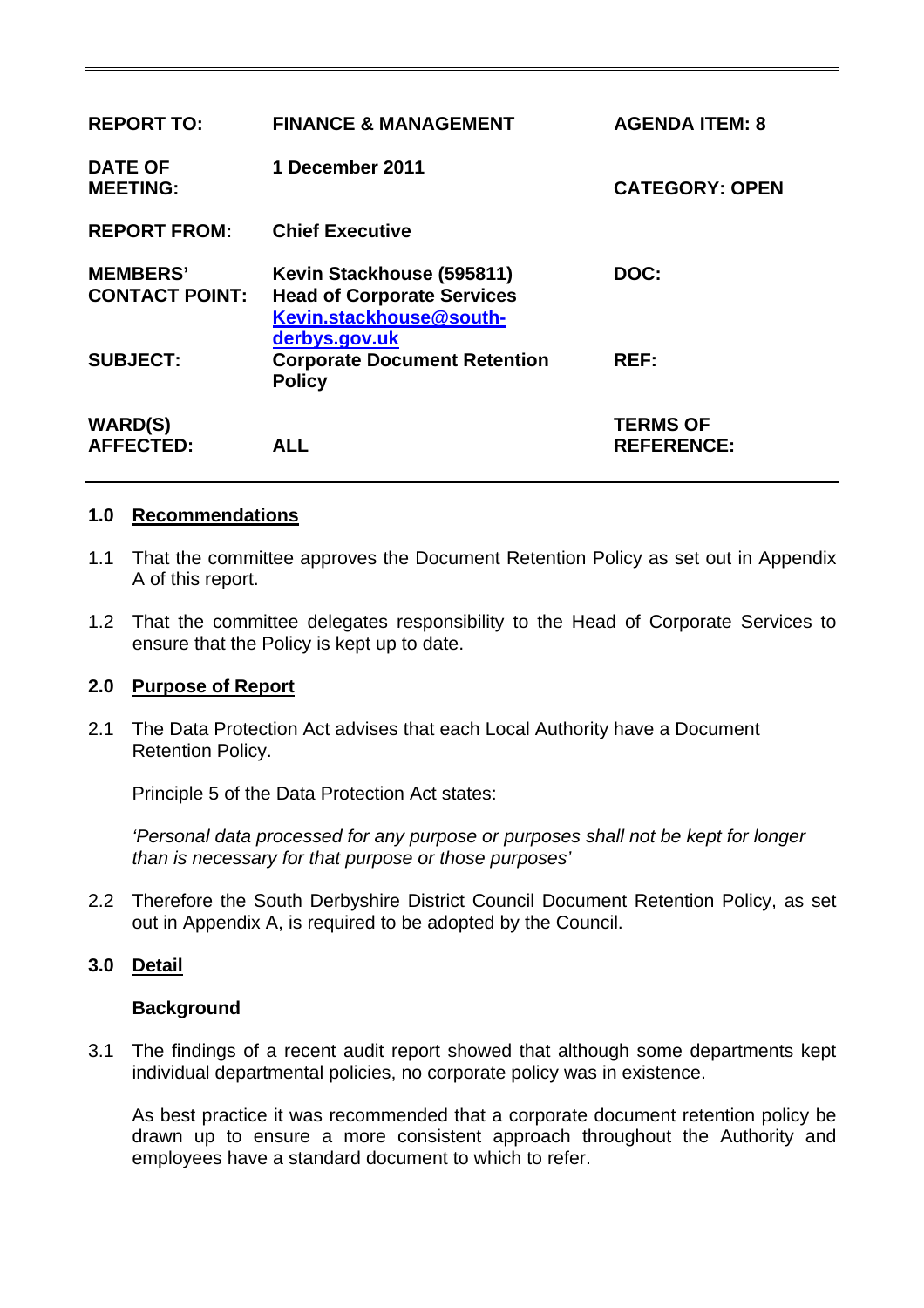| | | |
|---|---|---|
| **REPORT TO:** | **FINANCE & MANAGEMENT** | **AGENDA ITEM: 8** |
| **DATE OF MEETING:** | **1 December 2011** | **CATEGORY: OPEN** |
| **REPORT FROM:** | **Chief Executive** | |
| **MEMBERS' CONTACT POINT:** | **Kevin Stackhouse (595811)**<br>**Head of Corporate Services**<br>**Kevin.stackhouse@south-derbys.gov.uk** | **DOC:** |
| **SUBJECT:** | **Corporate Document Retention Policy** | **REF:** |
| **WARD(S) AFFECTED:** | **ALL** | **TERMS OF REFERENCE:** |

## 1.0 Recommendations

1.1 That the committee approves the Document Retention Policy as set out in Appendix A of this report.

1.2 That the committee delegates responsibility to the Head of Corporate Services to ensure that the Policy is kept up to date.

## 2.0 Purpose of Report

2.1 The Data Protection Act advises that each Local Authority have a Document Retention Policy.

Principle 5 of the Data Protection Act states:

*'Personal data processed for any purpose or purposes shall not be kept for longer than is necessary for that purpose or those purposes'*

2.2 Therefore the South Derbyshire District Council Document Retention Policy, as set out in Appendix A, is required to be adopted by the Council.

## 3.0 Detail

**Background**

3.1 The findings of a recent audit report showed that although some departments kept individual departmental policies, no corporate policy was in existence.

As best practice it was recommended that a corporate document retention policy be drawn up to ensure a more consistent approach throughout the Authority and employees have a standard document to which to refer.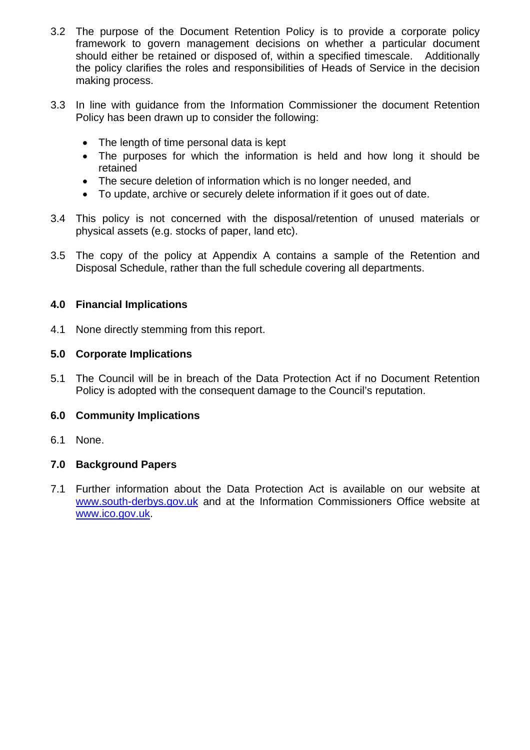3.2 The purpose of the Document Retention Policy is to provide a corporate policy framework to govern management decisions on whether a particular document should either be retained or disposed of, within a specified timescale. Additionally the policy clarifies the roles and responsibilities of Heads of Service in the decision making process.

3.3 In line with guidance from the Information Commissioner the document Retention Policy has been drawn up to consider the following:

- The length of time personal data is kept
- The purposes for which the information is held and how long it should be retained
- The secure deletion of information which is no longer needed, and
- To update, archive or securely delete information if it goes out of date.

3.4 This policy is not concerned with the disposal/retention of unused materials or physical assets (e.g. stocks of paper, land etc).

3.5 The copy of the policy at Appendix A contains a sample of the Retention and Disposal Schedule, rather than the full schedule covering all departments.

## 4.0 Financial Implications

4.1 None directly stemming from this report.

## 5.0 Corporate Implications

5.1 The Council will be in breach of the Data Protection Act if no Document Retention Policy is adopted with the consequent damage to the Council's reputation.

## 6.0 Community Implications

6.1 None.

## 7.0 Background Papers

7.1 Further information about the Data Protection Act is available on our website at www.south-derbys.gov.uk and at the Information Commissioners Office website at www.ico.gov.uk.